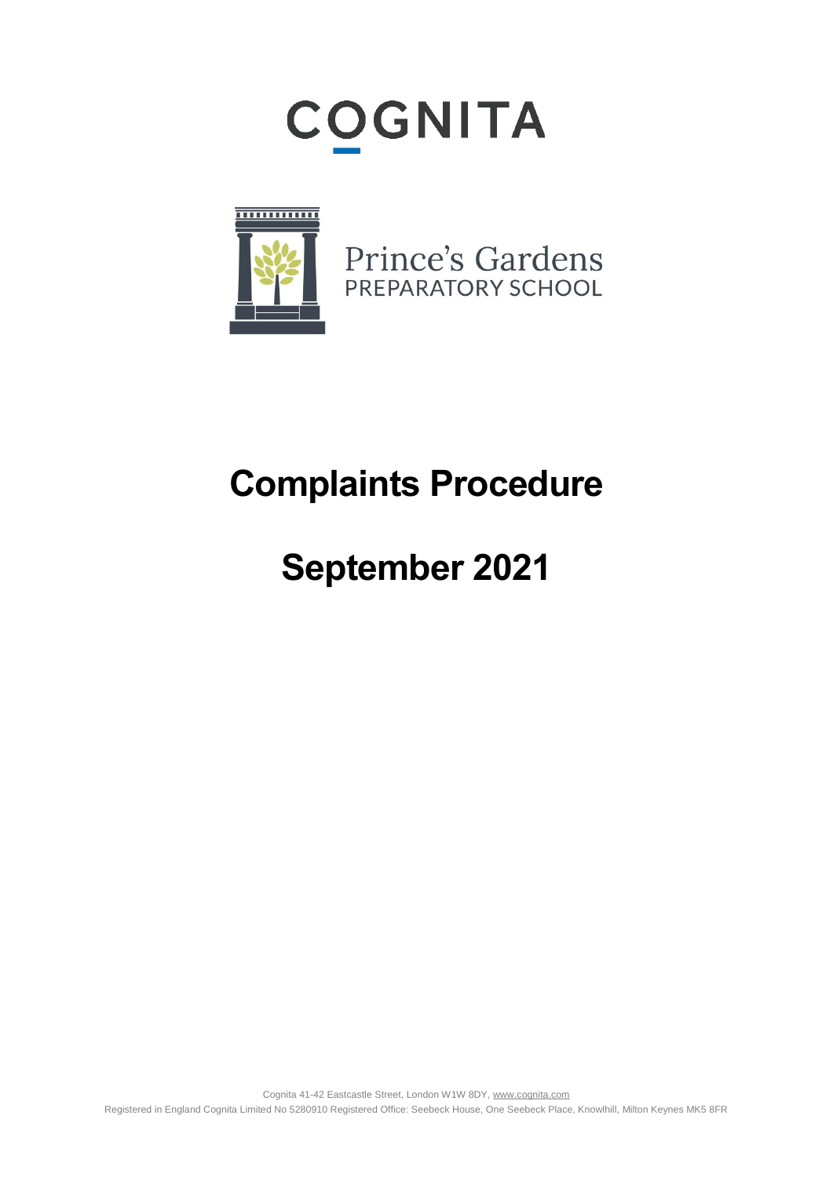COGNITA

Prince's Gardens
PREPARATORY SCHOOL

# Complaints Procedure

# September 2021

Cognita 41-42 Eastcastle Street, London W1W 8DY, www.cognita.com

Registered in England Cognita Limited No 5280910 Registered Office: Seebeck House, One Seebeck Place, Knowlhill, Milton Keynes MK5 8FR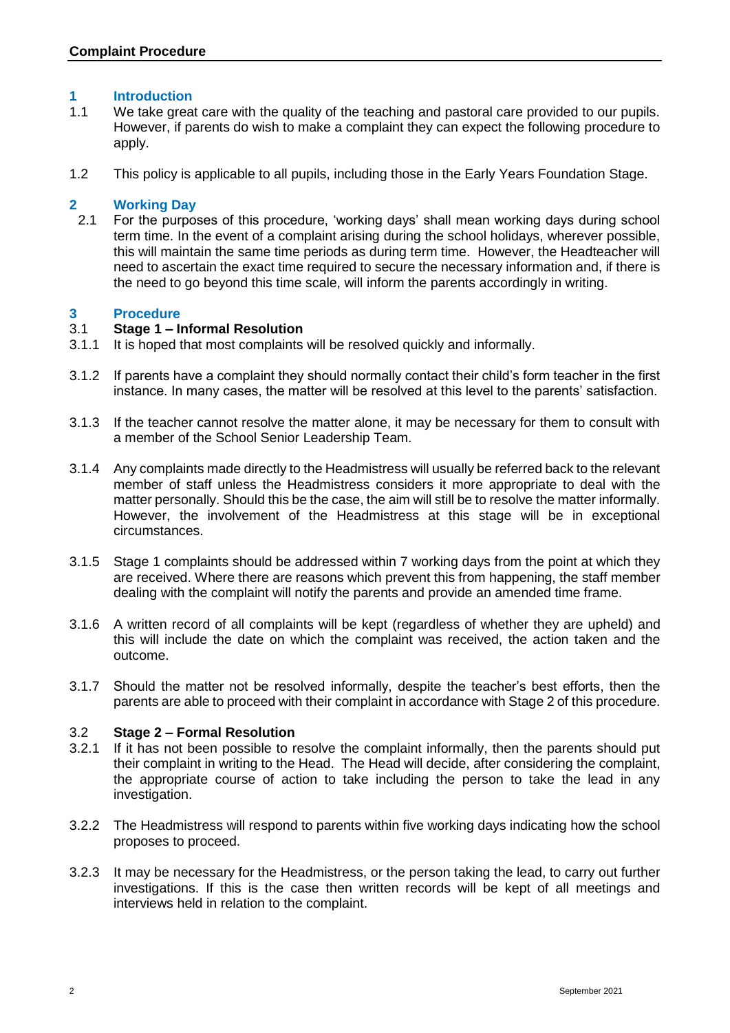## 1 Introduction

1.1 We take great care with the quality of the teaching and pastoral care provided to our pupils. However, if parents do wish to make a complaint they can expect the following procedure to apply.

1.2 This policy is applicable to all pupils, including those in the Early Years Foundation Stage.

## 2 Working Day

2.1 For the purposes of this procedure, 'working days' shall mean working days during school term time. In the event of a complaint arising during the school holidays, wherever possible, this will maintain the same time periods as during term time. However, the Headteacher will need to ascertain the exact time required to secure the necessary information and, if there is the need to go beyond this time scale, will inform the parents accordingly in writing.

## 3 Procedure

### 3.1 Stage 1 – Informal Resolution

3.1.1 It is hoped that most complaints will be resolved quickly and informally.

3.1.2 If parents have a complaint they should normally contact their child's form teacher in the first instance. In many cases, the matter will be resolved at this level to the parents' satisfaction.

3.1.3 If the teacher cannot resolve the matter alone, it may be necessary for them to consult with a member of the School Senior Leadership Team.

3.1.4 Any complaints made directly to the Headmistress will usually be referred back to the relevant member of staff unless the Headmistress considers it more appropriate to deal with the matter personally. Should this be the case, the aim will still be to resolve the matter informally. However, the involvement of the Headmistress at this stage will be in exceptional circumstances.

3.1.5 Stage 1 complaints should be addressed within 7 working days from the point at which they are received. Where there are reasons which prevent this from happening, the staff member dealing with the complaint will notify the parents and provide an amended time frame.

3.1.6 A written record of all complaints will be kept (regardless of whether they are upheld) and this will include the date on which the complaint was received, the action taken and the outcome.

3.1.7 Should the matter not be resolved informally, despite the teacher's best efforts, then the parents are able to proceed with their complaint in accordance with Stage 2 of this procedure.

### 3.2 Stage 2 – Formal Resolution

3.2.1 If it has not been possible to resolve the complaint informally, then the parents should put their complaint in writing to the Head. The Head will decide, after considering the complaint, the appropriate course of action to take including the person to take the lead in any investigation.

3.2.2 The Headmistress will respond to parents within five working days indicating how the school proposes to proceed.

3.2.3 It may be necessary for the Headmistress, or the person taking the lead, to carry out further investigations. If this is the case then written records will be kept of all meetings and interviews held in relation to the complaint.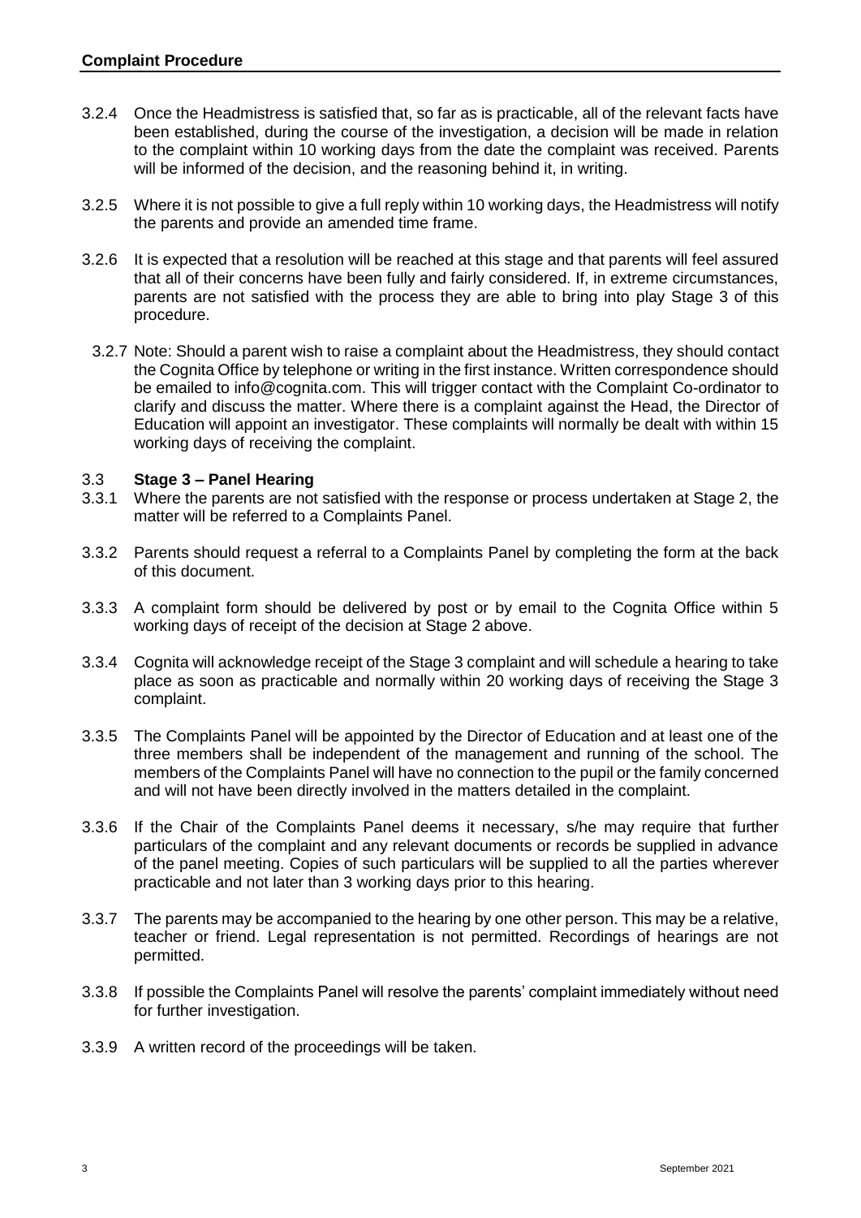3.2.4 Once the Headmistress is satisfied that, so far as is practicable, all of the relevant facts have been established, during the course of the investigation, a decision will be made in relation to the complaint within 10 working days from the date the complaint was received. Parents will be informed of the decision, and the reasoning behind it, in writing.

3.2.5 Where it is not possible to give a full reply within 10 working days, the Headmistress will notify the parents and provide an amended time frame.

3.2.6 It is expected that a resolution will be reached at this stage and that parents will feel assured that all of their concerns have been fully and fairly considered. If, in extreme circumstances, parents are not satisfied with the process they are able to bring into play Stage 3 of this procedure.

3.2.7 Note: Should a parent wish to raise a complaint about the Headmistress, they should contact the Cognita Office by telephone or writing in the first instance. Written correspondence should be emailed to info@cognita.com. This will trigger contact with the Complaint Co-ordinator to clarify and discuss the matter. Where there is a complaint against the Head, the Director of Education will appoint an investigator. These complaints will normally be dealt with within 15 working days of receiving the complaint.

### 3.3 Stage 3 – Panel Hearing

3.3.1 Where the parents are not satisfied with the response or process undertaken at Stage 2, the matter will be referred to a Complaints Panel.

3.3.2 Parents should request a referral to a Complaints Panel by completing the form at the back of this document.

3.3.3 A complaint form should be delivered by post or by email to the Cognita Office within 5 working days of receipt of the decision at Stage 2 above.

3.3.4 Cognita will acknowledge receipt of the Stage 3 complaint and will schedule a hearing to take place as soon as practicable and normally within 20 working days of receiving the Stage 3 complaint.

3.3.5 The Complaints Panel will be appointed by the Director of Education and at least one of the three members shall be independent of the management and running of the school. The members of the Complaints Panel will have no connection to the pupil or the family concerned and will not have been directly involved in the matters detailed in the complaint.

3.3.6 If the Chair of the Complaints Panel deems it necessary, s/he may require that further particulars of the complaint and any relevant documents or records be supplied in advance of the panel meeting. Copies of such particulars will be supplied to all the parties wherever practicable and not later than 3 working days prior to this hearing.

3.3.7 The parents may be accompanied to the hearing by one other person. This may be a relative, teacher or friend. Legal representation is not permitted. Recordings of hearings are not permitted.

3.3.8 If possible the Complaints Panel will resolve the parents' complaint immediately without need for further investigation.

3.3.9 A written record of the proceedings will be taken.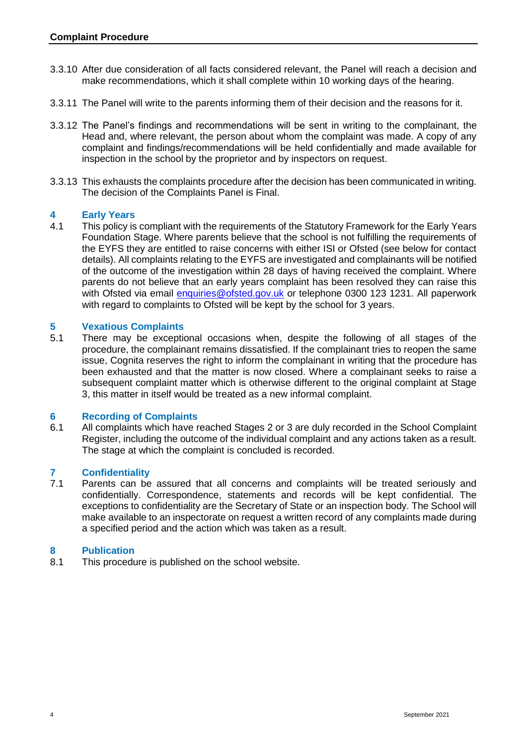3.3.10 After due consideration of all facts considered relevant, the Panel will reach a decision and make recommendations, which it shall complete within 10 working days of the hearing.

3.3.11 The Panel will write to the parents informing them of their decision and the reasons for it.

3.3.12 The Panel's findings and recommendations will be sent in writing to the complainant, the Head and, where relevant, the person about whom the complaint was made. A copy of any complaint and findings/recommendations will be held confidentially and made available for inspection in the school by the proprietor and by inspectors on request.

3.3.13 This exhausts the complaints procedure after the decision has been communicated in writing. The decision of the Complaints Panel is Final.

## 4 Early Years

4.1 This policy is compliant with the requirements of the Statutory Framework for the Early Years Foundation Stage. Where parents believe that the school is not fulfilling the requirements of the EYFS they are entitled to raise concerns with either ISI or Ofsted (see below for contact details). All complaints relating to the EYFS are investigated and complainants will be notified of the outcome of the investigation within 28 days of having received the complaint. Where parents do not believe that an early years complaint has been resolved they can raise this with Ofsted via email enquiries@ofsted.gov.uk or telephone 0300 123 1231. All paperwork with regard to complaints to Ofsted will be kept by the school for 3 years.

## 5 Vexatious Complaints

5.1 There may be exceptional occasions when, despite the following of all stages of the procedure, the complainant remains dissatisfied. If the complainant tries to reopen the same issue, Cognita reserves the right to inform the complainant in writing that the procedure has been exhausted and that the matter is now closed. Where a complainant seeks to raise a subsequent complaint matter which is otherwise different to the original complaint at Stage 3, this matter in itself would be treated as a new informal complaint.

## 6 Recording of Complaints

6.1 All complaints which have reached Stages 2 or 3 are duly recorded in the School Complaint Register, including the outcome of the individual complaint and any actions taken as a result. The stage at which the complaint is concluded is recorded.

## 7 Confidentiality

7.1 Parents can be assured that all concerns and complaints will be treated seriously and confidentially. Correspondence, statements and records will be kept confidential. The exceptions to confidentiality are the Secretary of State or an inspection body. The School will make available to an inspectorate on request a written record of any complaints made during a specified period and the action which was taken as a result.

## 8 Publication

8.1 This procedure is published on the school website.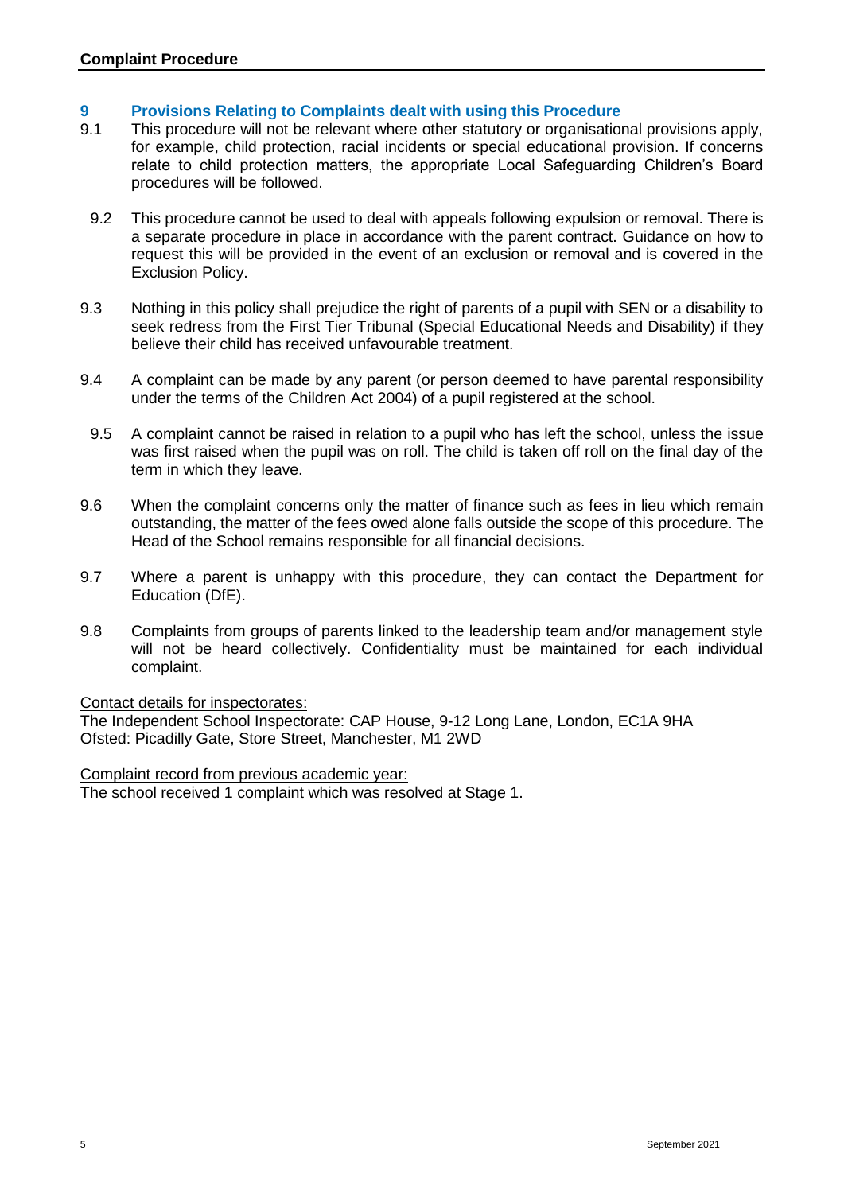## 9 Provisions Relating to Complaints dealt with using this Procedure

9.1 This procedure will not be relevant where other statutory or organisational provisions apply, for example, child protection, racial incidents or special educational provision. If concerns relate to child protection matters, the appropriate Local Safeguarding Children's Board procedures will be followed.

9.2 This procedure cannot be used to deal with appeals following expulsion or removal. There is a separate procedure in place in accordance with the parent contract. Guidance on how to request this will be provided in the event of an exclusion or removal and is covered in the Exclusion Policy.

9.3 Nothing in this policy shall prejudice the right of parents of a pupil with SEN or a disability to seek redress from the First Tier Tribunal (Special Educational Needs and Disability) if they believe their child has received unfavourable treatment.

9.4 A complaint can be made by any parent (or person deemed to have parental responsibility under the terms of the Children Act 2004) of a pupil registered at the school.

9.5 A complaint cannot be raised in relation to a pupil who has left the school, unless the issue was first raised when the pupil was on roll. The child is taken off roll on the final day of the term in which they leave.

9.6 When the complaint concerns only the matter of finance such as fees in lieu which remain outstanding, the matter of the fees owed alone falls outside the scope of this procedure. The Head of the School remains responsible for all financial decisions.

9.7 Where a parent is unhappy with this procedure, they can contact the Department for Education (DfE).

9.8 Complaints from groups of parents linked to the leadership team and/or management style will not be heard collectively. Confidentiality must be maintained for each individual complaint.

Contact details for inspectorates:
The Independent School Inspectorate: CAP House, 9-12 Long Lane, London, EC1A 9HA
Ofsted: Picadilly Gate, Store Street, Manchester, M1 2WD

Complaint record from previous academic year:
The school received 1 complaint which was resolved at Stage 1.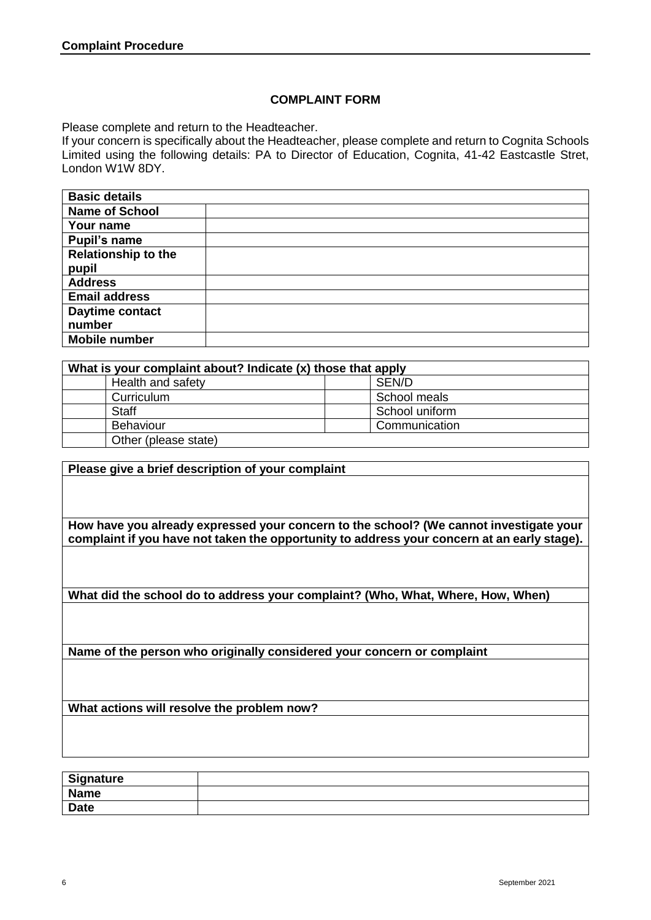## COMPLAINT FORM

Please complete and return to the Headteacher.
If your concern is specifically about the Headteacher, please complete and return to Cognita Schools Limited using the following details: PA to Director of Education, Cognita, 41-42 Eastcastle Stret, London W1W 8DY.

| **Basic details** | |
|---|---|
| **Name of School** | |
| **Your name** | |
| **Pupil's name** | |
| **Relationship to the pupil** | |
| **Address** | |
| **Email address** | |
| **Daytime contact number** | |
| **Mobile number** | |

| **What is your complaint about? Indicate (x) those that apply** | | | |
|---|---|---|---|
| | Health and safety | | SEN/D |
| | Curriculum | | School meals |
| | Staff | | School uniform |
| | Behaviour | | Communication |
| | Other (please state) | | |

| **Please give a brief description of your complaint** |
|---|
| |
| **How have you already expressed your concern to the school? (We cannot investigate your complaint if you have not taken the opportunity to address your concern at an early stage).** |
| |
| **What did the school do to address your complaint? (Who, What, Where, How, When)** |
| |
| **Name of the person who originally considered your concern or complaint** |
| |
| **What actions will resolve the problem now?** |
| |

| **Signature** | |
|---|---|
| **Name** | |
| **Date** | |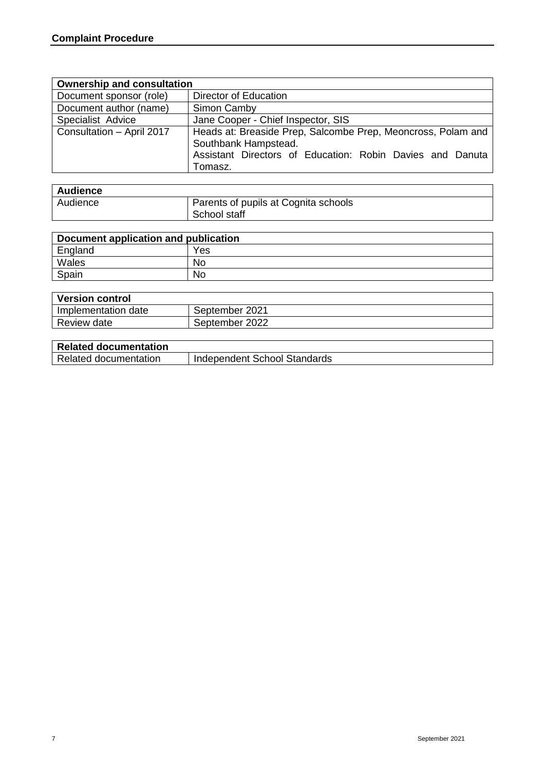| Ownership and consultation | |
|---|---|
| Document sponsor (role) | Director of Education |
| Document author (name) | Simon Camby |
| Specialist Advice | Jane Cooper - Chief Inspector, SIS |
| Consultation – April 2017 | Heads at: Breaside Prep, Salcombe Prep, Meoncross, Polam and Southbank Hampstead.<br>Assistant Directors of Education: Robin Davies and Danuta Tomasz. |

| Audience | |
|---|---|
| Audience | Parents of pupils at Cognita schools<br>School staff |

| Document application and publication | |
|---|---|
| England | Yes |
| Wales | No |
| Spain | No |

| Version control | |
|---|---|
| Implementation date | September 2021 |
| Review date | September 2022 |

| Related documentation | |
|---|---|
| Related documentation | Independent School Standards |